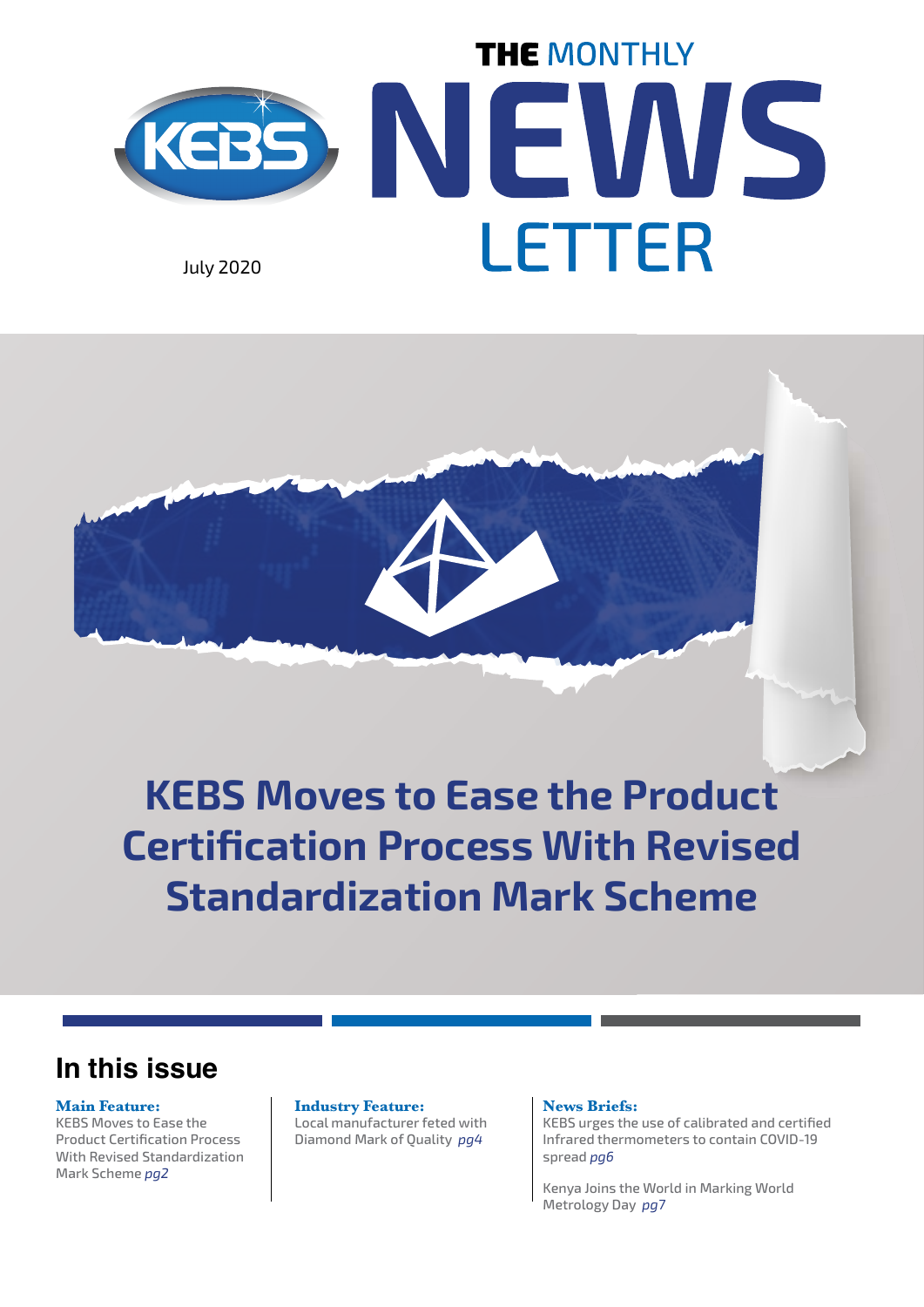# THE MONTHLY NEWS LETTER

July 2020

## KEBS Moves to Ease the Product Certification Process With Revised Standardization Mark Scheme

## In this issue

**Main Feature:**
KEBS Moves to Ease the Product Certification Process With Revised Standardization Mark Scheme *pg2*

**Industry Feature:**
Local manufacturer feted with Diamond Mark of Quality *pg4*

**News Briefs:**
KEBS urges the use of calibrated and certified Infrared thermometers to contain COVID-19 spread *pg6*

Kenya Joins the World in Marking World Metrology Day *pg7*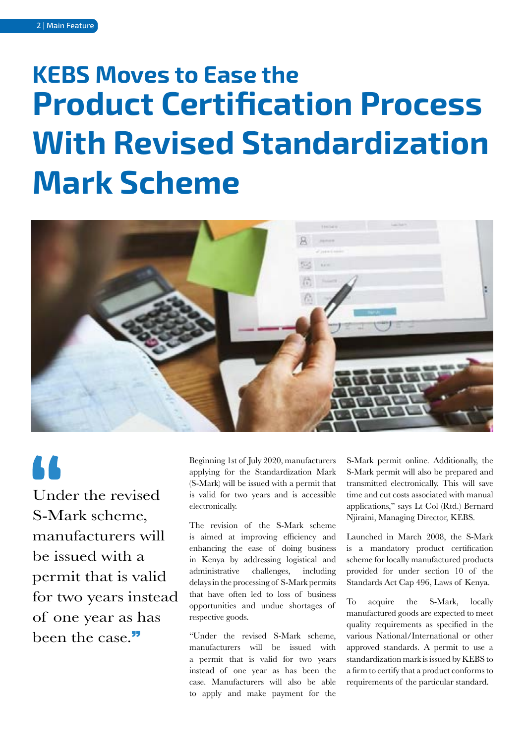# KEBS Moves to Ease the Product Certification Process With Revised Standardization Mark Scheme

> "Under the revised S-Mark scheme, manufacturers will be issued with a permit that is valid for two years instead of one year as has been the case."

Beginning 1st of July 2020, manufacturers applying for the Standardization Mark (S-Mark) will be issued with a permit that is valid for two years and is accessible electronically.

The revision of the S-Mark scheme is aimed at improving efficiency and enhancing the ease of doing business in Kenya by addressing logistical and administrative challenges, including delays in the processing of S-Mark permits that have often led to loss of business opportunities and undue shortages of respective goods.

"Under the revised S-Mark scheme, manufacturers will be issued with a permit that is valid for two years instead of one year as has been the case. Manufacturers will also be able to apply and make payment for the S-Mark permit online. Additionally, the S-Mark permit will also be prepared and transmitted electronically. This will save time and cut costs associated with manual applications," says Lt Col (Rtd.) Bernard Njiraini, Managing Director, KEBS.

Launched in March 2008, the S-Mark is a mandatory product certification scheme for locally manufactured products provided for under section 10 of the Standards Act Cap 496, Laws of Kenya.

To acquire the S-Mark, locally manufactured goods are expected to meet quality requirements as specified in the various National/International or other approved standards. A permit to use a standardization mark is issued by KEBS to a firm to certify that a product conforms to requirements of the particular standard.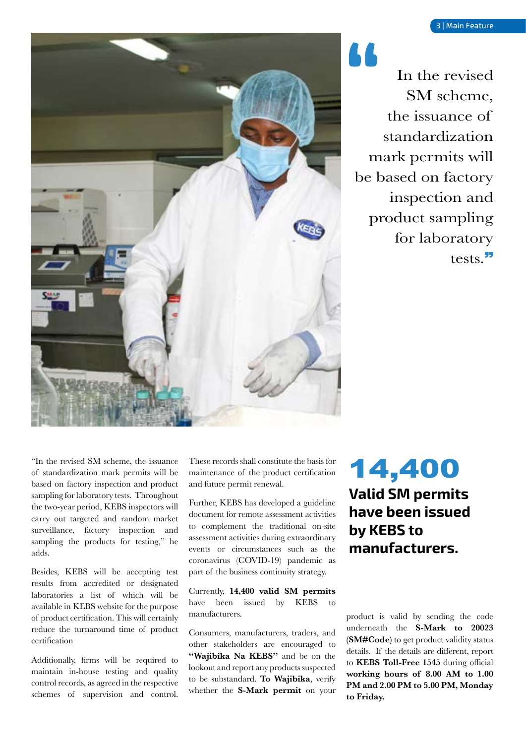> In the revised SM scheme, the issuance of standardization mark permits will be based on factory inspection and product sampling for laboratory tests.

"In the revised SM scheme, the issuance of standardization mark permits will be based on factory inspection and product sampling for laboratory tests. Throughout the two-year period, KEBS inspectors will carry out targeted and random market surveillance, factory inspection and sampling the products for testing," he adds.

Besides, KEBS will be accepting test results from accredited or designated laboratories a list of which will be available in KEBS website for the purpose of product certification. This will certainly reduce the turnaround time of product certification

Additionally, firms will be required to maintain in-house testing and quality control records, as agreed in the respective schemes of supervision and control. These records shall constitute the basis for maintenance of the product certification and future permit renewal.

Further, KEBS has developed a guideline document for remote assessment activities to complement the traditional on-site assessment activities during extraordinary events or circumstances such as the coronavirus (COVID-19) pandemic as part of the business continuity strategy.

Currently, **14,400 valid SM permits** have been issued by KEBS to manufacturers.

Consumers, manufacturers, traders, and other stakeholders are encouraged to **"Wajibika Na KEBS"** and be on the lookout and report any products suspected to be substandard. **To Wajibika**, verify whether the **S-Mark permit** on your product is valid by sending the code underneath the **S-Mark to 20023** (**SM#Code**) to get product validity status details. If the details are different, report to **KEBS Toll-Free 1545** during official **working hours of 8.00 AM to 1.00 PM and 2.00 PM to 5.00 PM, Monday to Friday.**

## 14,400

### Valid SM permits have been issued by KEBS to manufacturers.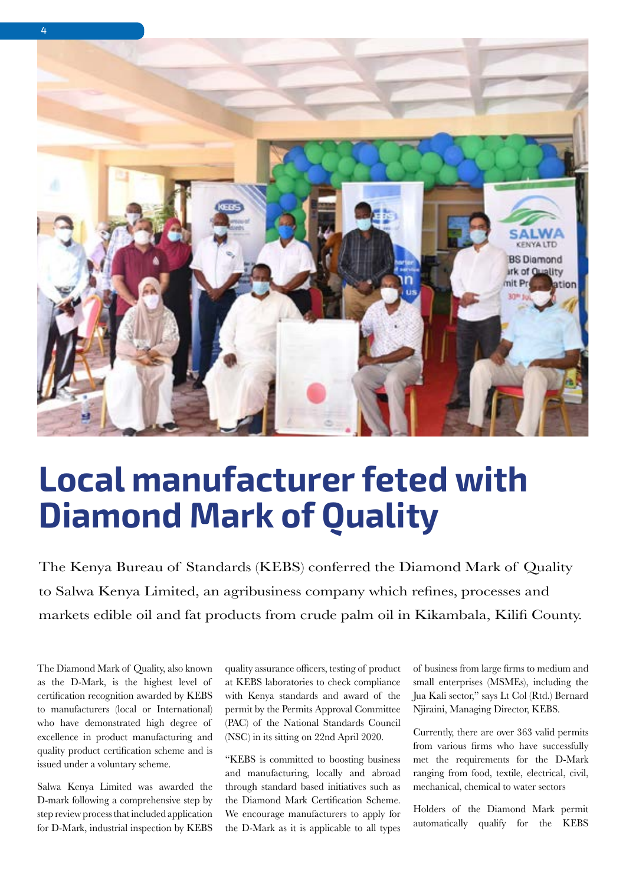# Local manufacturer feted with Diamond Mark of Quality

The Kenya Bureau of Standards (KEBS) conferred the Diamond Mark of Quality to Salwa Kenya Limited, an agribusiness company which refines, processes and markets edible oil and fat products from crude palm oil in Kikambala, Kilifi County.

The Diamond Mark of Quality, also known as the D-Mark, is the highest level of certification recognition awarded by KEBS to manufacturers (local or International) who have demonstrated high degree of excellence in product manufacturing and quality product certification scheme and is issued under a voluntary scheme.

Salwa Kenya Limited was awarded the D-mark following a comprehensive step by step review process that included application for D-Mark, industrial inspection by KEBS quality assurance officers, testing of product at KEBS laboratories to check compliance with Kenya standards and award of the permit by the Permits Approval Committee (PAC) of the National Standards Council (NSC) in its sitting on 22nd April 2020.

"KEBS is committed to boosting business and manufacturing, locally and abroad through standard based initiatives such as the Diamond Mark Certification Scheme. We encourage manufacturers to apply for the D-Mark as it is applicable to all types of business from large firms to medium and small enterprises (MSMEs), including the Jua Kali sector," says Lt Col (Rtd.) Bernard Njiraini, Managing Director, KEBS.

Currently, there are over 363 valid permits from various firms who have successfully met the requirements for the D-Mark ranging from food, textile, electrical, civil, mechanical, chemical to water sectors

Holders of the Diamond Mark permit automatically qualify for the KEBS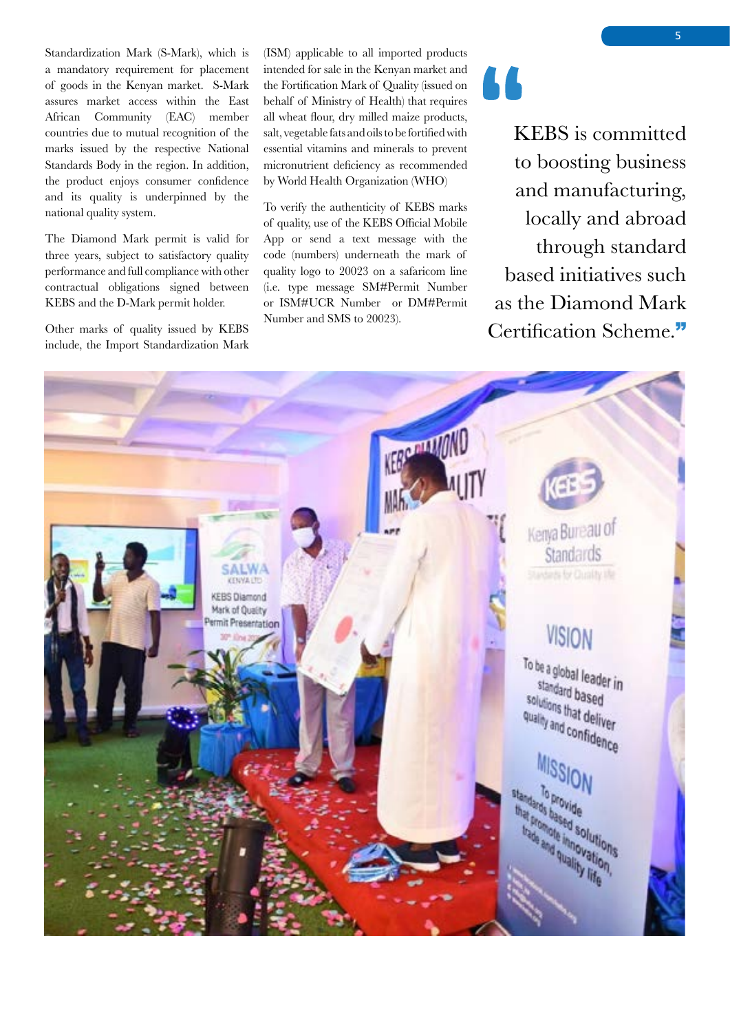Standardization Mark (S-Mark), which is a mandatory requirement for placement of goods in the Kenyan market. S-Mark assures market access within the East African Community (EAC) member countries due to mutual recognition of the marks issued by the respective National Standards Body in the region. In addition, the product enjoys consumer confidence and its quality is underpinned by the national quality system.

The Diamond Mark permit is valid for three years, subject to satisfactory quality performance and full compliance with other contractual obligations signed between KEBS and the D-Mark permit holder.

Other marks of quality issued by KEBS include, the Import Standardization Mark (ISM) applicable to all imported products intended for sale in the Kenyan market and the Fortification Mark of Quality (issued on behalf of Ministry of Health) that requires all wheat flour, dry milled maize products, salt, vegetable fats and oils to be fortified with essential vitamins and minerals to prevent micronutrient deficiency as recommended by World Health Organization (WHO)

To verify the authenticity of KEBS marks of quality, use of the KEBS Official Mobile App or send a text message with the code (numbers) underneath the mark of quality logo to 20023 on a safaricom line (i.e. type message SM#Permit Number or ISM#UCR Number or DM#Permit Number and SMS to 20023).

> "KEBS is committed to boosting business and manufacturing, locally and abroad through standard based initiatives such as the Diamond Mark Certification Scheme."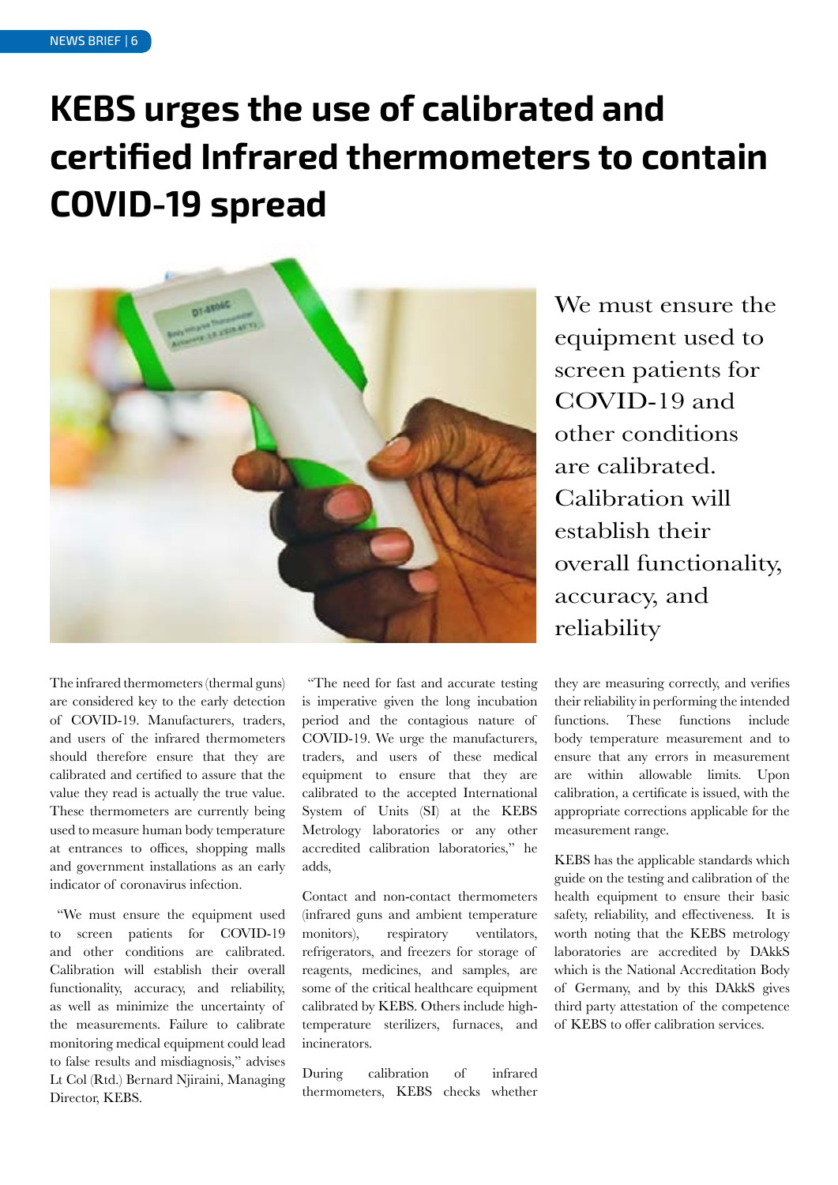// KEBS urges the use of calibrated and certified Infrared thermometers to contain COVID-19 spread

# KEBS urges the use of calibrated and certified Infrared thermometers to contain COVID-19 spread

We must ensure the equipment used to screen patients for COVID-19 and other conditions are calibrated. Calibration will establish their overall functionality, accuracy, and reliability

The infrared thermometers (thermal guns) are considered key to the early detection of COVID-19. Manufacturers, traders, and users of the infrared thermometers should therefore ensure that they are calibrated and certified to assure that the value they read is actually the true value. These thermometers are currently being used to measure human body temperature at entrances to offices, shopping malls and government installations as an early indicator of coronavirus infection.

"We must ensure the equipment used to screen patients for COVID-19 and other conditions are calibrated. Calibration will establish their overall functionality, accuracy, and reliability, as well as minimize the uncertainty of the measurements. Failure to calibrate monitoring medical equipment could lead to false results and misdiagnosis," advises Lt Col (Rtd.) Bernard Njiraini, Managing Director, KEBS.

"The need for fast and accurate testing is imperative given the long incubation period and the contagious nature of COVID-19. We urge the manufacturers, traders, and users of these medical equipment to ensure that they are calibrated to the accepted International System of Units (SI) at the KEBS Metrology laboratories or any other accredited calibration laboratories," he adds,

Contact and non-contact thermometers (infrared guns and ambient temperature monitors), respiratory ventilators, refrigerators, and freezers for storage of reagents, medicines, and samples, are some of the critical healthcare equipment calibrated by KEBS. Others include high-temperature sterilizers, furnaces, and incinerators.

During calibration of infrared thermometers, KEBS checks whether they are measuring correctly, and verifies their reliability in performing the intended functions. These functions include body temperature measurement and to ensure that any errors in measurement are within allowable limits. Upon calibration, a certificate is issued, with the appropriate corrections applicable for the measurement range.

KEBS has the applicable standards which guide on the testing and calibration of the health equipment to ensure their basic safety, reliability, and effectiveness. It is worth noting that the KEBS metrology laboratories are accredited by DAkkS which is the National Accreditation Body of Germany, and by this DAkkS gives third party attestation of the competence of KEBS to offer calibration services.

# KEBS urges the use of calibrated and certified Infrared thermometers to contain COVID-19 spread

We must ensure the equipment used to screen patients for COVID-19 and other conditions are calibrated. Calibration will establish their overall functionality, accuracy, and reliability

The infrared thermometers (thermal guns) are considered key to the early detection of COVID-19. Manufacturers, traders, and users of the infrared thermometers should therefore ensure that they are calibrated and certified to assure that the value they read is actually the true value. These thermometers are currently being used to measure human body temperature at entrances to offices, shopping malls and government installations as an early indicator of coronavirus infection.

"We must ensure the equipment used to screen patients for COVID-19 and other conditions are calibrated. Calibration will establish their overall functionality, accuracy, and reliability, as well as minimize the uncertainty of the measurements. Failure to calibrate monitoring medical equipment could lead to false results and misdiagnosis," advises Lt Col (Rtd.) Bernard Njiraini, Managing Director, KEBS.

"The need for fast and accurate testing is imperative given the long incubation period and the contagious nature of COVID-19. We urge the manufacturers, traders, and users of these medical equipment to ensure that they are calibrated to the accepted International System of Units (SI) at the KEBS Metrology laboratories or any other accredited calibration laboratories," he adds,

Contact and non-contact thermometers (infrared guns and ambient temperature monitors), respiratory ventilators, refrigerators, and freezers for storage of reagents, medicines, and samples, are some of the critical healthcare equipment calibrated by KEBS. Others include high-temperature sterilizers, furnaces, and incinerators.

During calibration of infrared thermometers, KEBS checks whether they are measuring correctly, and verifies their reliability in performing the intended functions. These functions include body temperature measurement and to ensure that any errors in measurement are within allowable limits. Upon calibration, a certificate is issued, with the appropriate corrections applicable for the measurement range.

KEBS has the applicable standards which guide on the testing and calibration of the health equipment to ensure their basic safety, reliability, and effectiveness. It is worth noting that the KEBS metrology laboratories are accredited by DAkkS which is the National Accreditation Body of Germany, and by this DAkkS gives third party attestation of the competence of KEBS to offer calibration services.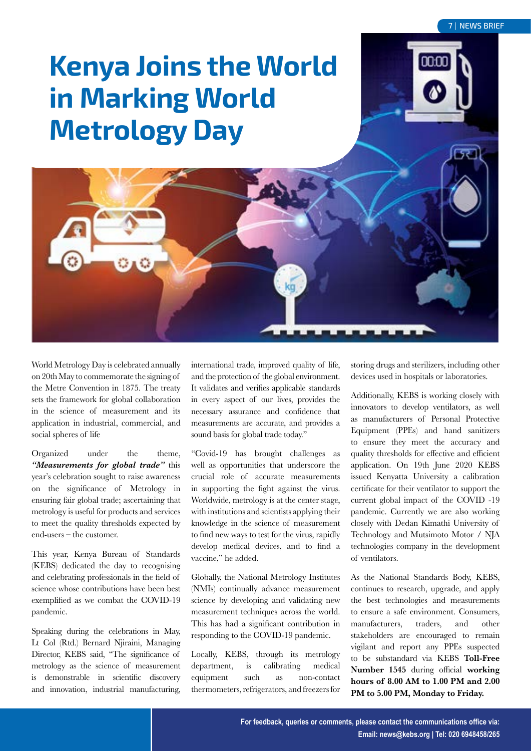# Kenya Joins the World in Marking World Metrology Day

World Metrology Day is celebrated annually on 20th May to commemorate the signing of the Metre Convention in 1875. The treaty sets the framework for global collaboration in the science of measurement and its application in industrial, commercial, and social spheres of life

Organized under the theme, ***"Measurements for global trade"*** this year's celebration sought to raise awareness on the significance of Metrology in ensuring fair global trade; ascertaining that metrology is useful for products and services to meet the quality thresholds expected by end-users – the customer.

This year, Kenya Bureau of Standards (KEBS) dedicated the day to recognising and celebrating professionals in the field of science whose contributions have been best exemplified as we combat the COVID-19 pandemic.

Speaking during the celebrations in May, Lt Col (Rtd.) Bernard Njiraini, Managing Director, KEBS said, "The significance of metrology as the science of measurement is demonstrable in scientific discovery and innovation, industrial manufacturing, international trade, improved quality of life, and the protection of the global environment. It validates and verifies applicable standards in every aspect of our lives, provides the necessary assurance and confidence that measurements are accurate, and provides a sound basis for global trade today."

"Covid-19 has brought challenges as well as opportunities that underscore the crucial role of accurate measurements in supporting the fight against the virus. Worldwide, metrology is at the center stage, with institutions and scientists applying their knowledge in the science of measurement to find new ways to test for the virus, rapidly develop medical devices, and to find a vaccine," he added.

Globally, the National Metrology Institutes (NMIs) continually advance measurement science by developing and validating new measurement techniques across the world. This has had a significant contribution in responding to the COVID-19 pandemic.

Locally, KEBS, through its metrology department, is calibrating medical equipment such as non-contact thermometers, refrigerators, and freezers for storing drugs and sterilizers, including other devices used in hospitals or laboratories.

Additionally, KEBS is working closely with innovators to develop ventilators, as well as manufacturers of Personal Protective Equipment (PPEs) and hand sanitizers to ensure they meet the accuracy and quality thresholds for effective and efficient application. On 19th June 2020 KEBS issued Kenyatta University a calibration certificate for their ventilator to support the current global impact of the COVID -19 pandemic. Currently we are also working closely with Dedan Kimathi University of Technology and Mutsimoto Motor / NJA technologies company in the development of ventilators.

As the National Standards Body, KEBS, continues to research, upgrade, and apply the best technologies and measurements to ensure a safe environment. Consumers, manufacturers, traders, and other stakeholders are encouraged to remain vigilant and report any PPEs suspected to be substandard via KEBS **Toll-Free Number 1545** during official **working hours of 8.00 AM to 1.00 PM and 2.00 PM to 5.00 PM, Monday to Friday.**

**For feedback, queries or comments, please contact the communications office via: Email: news@kebs.org | Tel: 020 6948458/265**